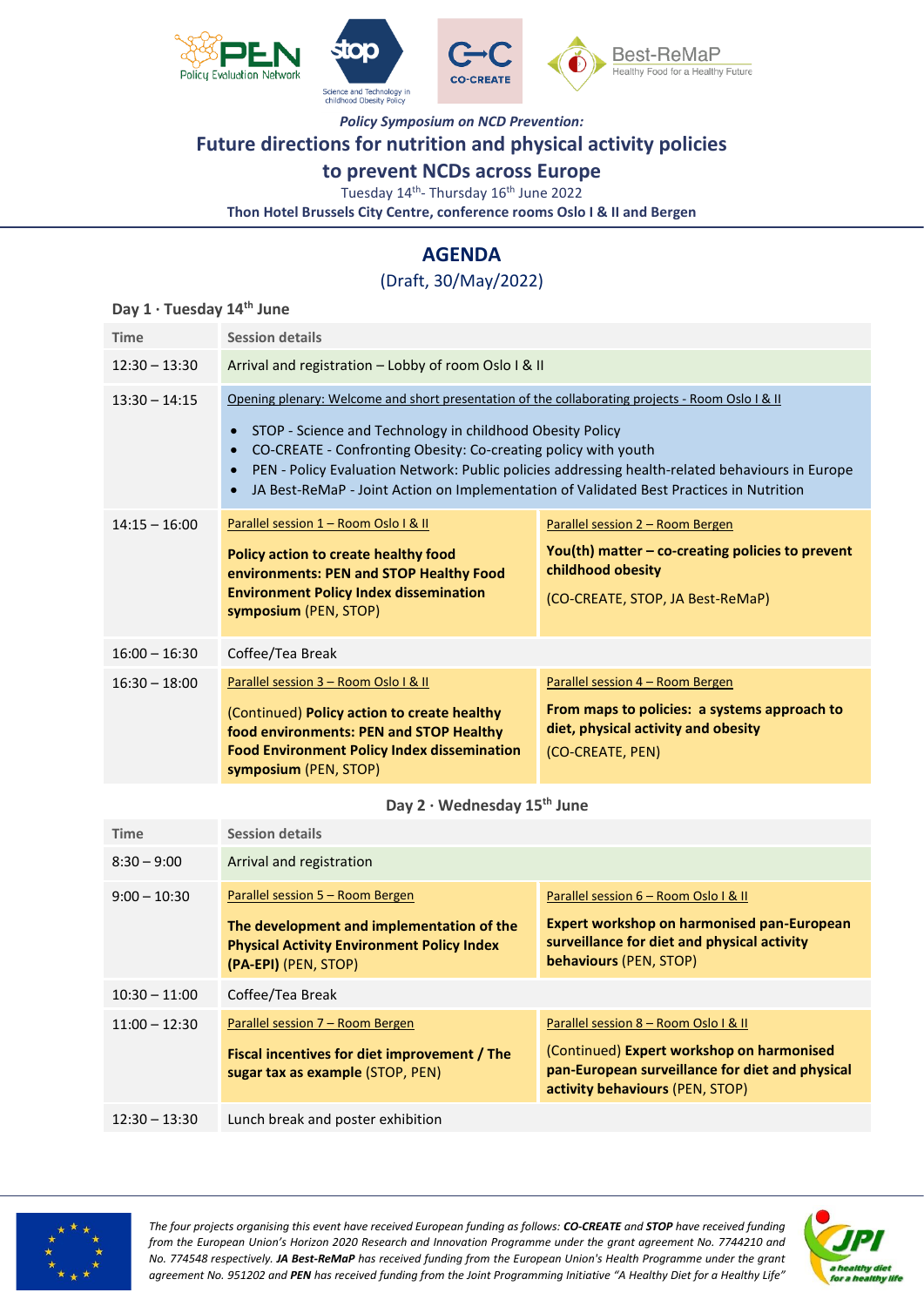*Policy Symposium on NCD Prevention:*

# Future directions for nutrition and physical activity policies to prevent NCDs across Europe

Tuesday 14th- Thursday 16th June 2022

**Thon Hotel Brussels City Centre, conference rooms Oslo I & II and Bergen**

## AGENDA

(Draft, 30/May/2022)

### Day 1 · Tuesday 14th June

| Time | Session details | |
|---|---|---|
| 12:30 – 13:30 | Arrival and registration – Lobby of room Oslo I & II | |
| 13:30 – 14:15 | Opening plenary: Welcome and short presentation of the collaborating projects - Room Oslo I & II<br>• STOP - Science and Technology in childhood Obesity Policy<br>• CO-CREATE - Confronting Obesity: Co-creating policy with youth<br>• PEN - Policy Evaluation Network: Public policies addressing health-related behaviours in Europe<br>• JA Best-ReMaP - Joint Action on Implementation of Validated Best Practices in Nutrition | |
| 14:15 – 16:00 | Parallel session 1 – Room Oslo I & II<br>**Policy action to create healthy food environments: PEN and STOP Healthy Food Environment Policy Index dissemination symposium** (PEN, STOP) | Parallel session 2 – Room Bergen<br>**You(th) matter – co-creating policies to prevent childhood obesity**<br>(CO-CREATE, STOP, JA Best-ReMaP) |
| 16:00 – 16:30 | Coffee/Tea Break | |
| 16:30 – 18:00 | Parallel session 3 – Room Oslo I & II<br>(Continued) **Policy action to create healthy food environments: PEN and STOP Healthy Food Environment Policy Index dissemination symposium** (PEN, STOP) | Parallel session 4 – Room Bergen<br>**From maps to policies: a systems approach to diet, physical activity and obesity**<br>(CO-CREATE, PEN) |

### Day 2 · Wednesday 15th June

| Time | Session details | |
|---|---|---|
| 8:30 – 9:00 | Arrival and registration | |
| 9:00 – 10:30 | Parallel session 5 – Room Bergen<br>**The development and implementation of the Physical Activity Environment Policy Index (PA-EPI)** (PEN, STOP) | Parallel session 6 – Room Oslo I & II<br>**Expert workshop on harmonised pan-European surveillance for diet and physical activity behaviours** (PEN, STOP) |
| 10:30 – 11:00 | Coffee/Tea Break | |
| 11:00 – 12:30 | Parallel session 7 – Room Bergen<br>**Fiscal incentives for diet improvement / The sugar tax as example** (STOP, PEN) | Parallel session 8 – Room Oslo I & II<br>(Continued) **Expert workshop on harmonised pan-European surveillance for diet and physical activity behaviours** (PEN, STOP) |
| 12:30 – 13:30 | Lunch break and poster exhibition | |

*The four projects organising this event have received European funding as follows: **CO-CREATE** and **STOP** have received funding from the European Union's Horizon 2020 Research and Innovation Programme under the grant agreement No. 7744210 and No. 774548 respectively. **JA Best-ReMaP** has received funding from the European Union's Health Programme under the grant agreement No. 951202 and **PEN** has received funding from the Joint Programming Initiative "A Healthy Diet for a Healthy Life"*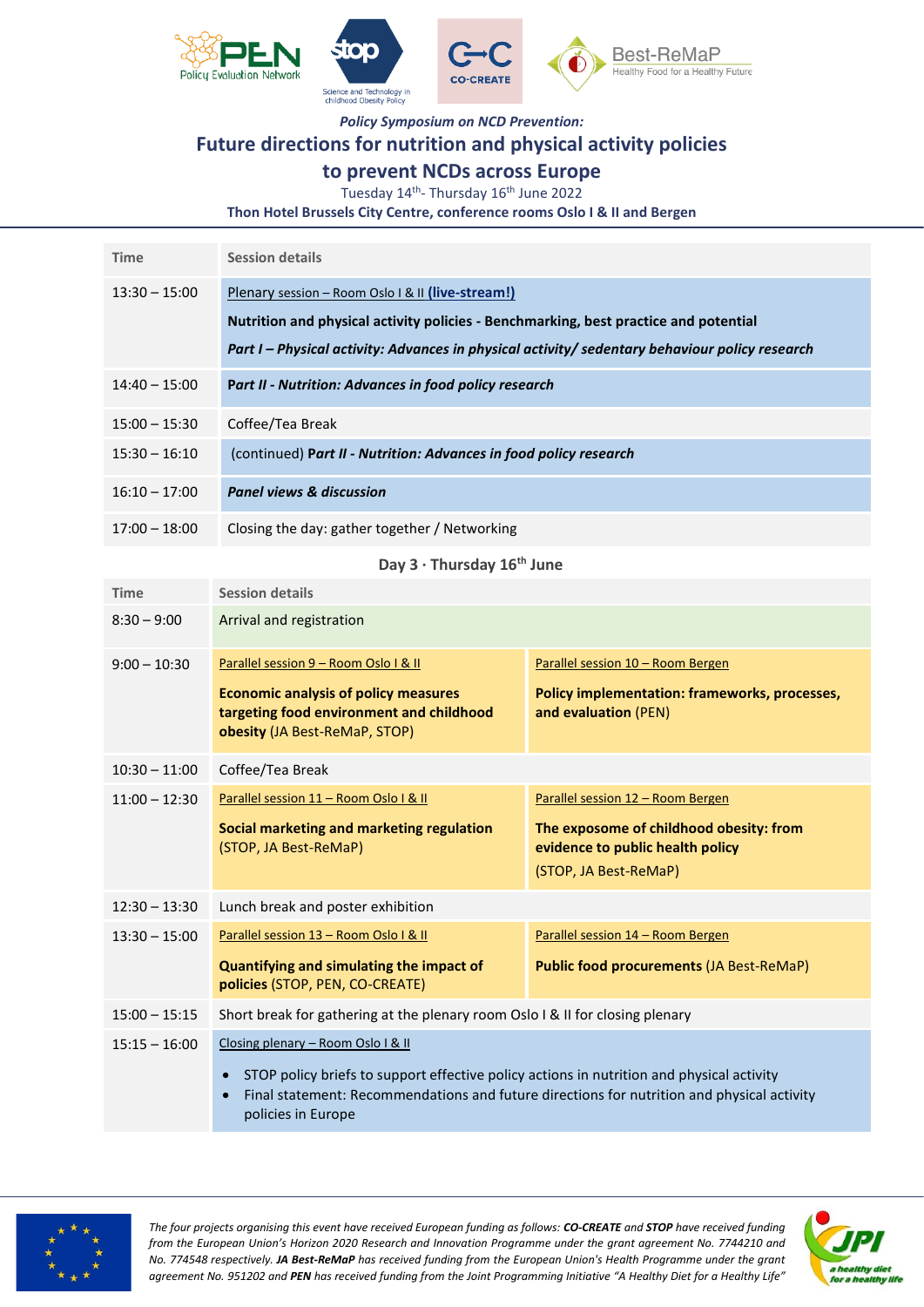*Policy Symposium on NCD Prevention:*

# Future directions for nutrition and physical activity policies to prevent NCDs across Europe

Tuesday 14th- Thursday 16th June 2022

**Thon Hotel Brussels City Centre, conference rooms Oslo I & II and Bergen**

| Time | Session details |
|---|---|
| 13:30 – 15:00 | Plenary session – Room Oslo I & II **(live-stream!)**<br>**Nutrition and physical activity policies - Benchmarking, best practice and potential**<br>***Part I – Physical activity: Advances in physical activity/ sedentary behaviour policy research*** |
| 14:40 – 15:00 | ***Part II - Nutrition: Advances in food policy research*** |
| 15:00 – 15:30 | Coffee/Tea Break |
| 15:30 – 16:10 | (continued) ***Part II - Nutrition: Advances in food policy research*** |
| 16:10 – 17:00 | ***Panel views & discussion*** |
| 17:00 – 18:00 | Closing the day: gather together / Networking |

## Day 3 · Thursday 16th June

| Time | Session details | |
|---|---|---|
| 8:30 – 9:00 | Arrival and registration | |
| 9:00 – 10:30 | Parallel session 9 – Room Oslo I & II<br>**Economic analysis of policy measures targeting food environment and childhood obesity** (JA Best-ReMaP, STOP) | Parallel session 10 – Room Bergen<br>**Policy implementation: frameworks, processes, and evaluation** (PEN) |
| 10:30 – 11:00 | Coffee/Tea Break | |
| 11:00 – 12:30 | Parallel session 11 – Room Oslo I & II<br>**Social marketing and marketing regulation** (STOP, JA Best-ReMaP) | Parallel session 12 – Room Bergen<br>**The exposome of childhood obesity: from evidence to public health policy**<br>(STOP, JA Best-ReMaP) |
| 12:30 – 13:30 | Lunch break and poster exhibition | |
| 13:30 – 15:00 | Parallel session 13 – Room Oslo I & II<br>**Quantifying and simulating the impact of policies** (STOP, PEN, CO-CREATE) | Parallel session 14 – Room Bergen<br>**Public food procurements** (JA Best-ReMaP) |
| 15:00 – 15:15 | Short break for gathering at the plenary room Oslo I & II for closing plenary | |
| 15:15 – 16:00 | Closing plenary – Room Oslo I & II<br>• STOP policy briefs to support effective policy actions in nutrition and physical activity<br>• Final statement: Recommendations and future directions for nutrition and physical activity policies in Europe | |

*The four projects organising this event have received European funding as follows: **CO-CREATE** and **STOP** have received funding from the European Union's Horizon 2020 Research and Innovation Programme under the grant agreement No. 7744210 and No. 774548 respectively. **JA Best-ReMaP** has received funding from the European Union's Health Programme under the grant agreement No. 951202 and **PEN** has received funding from the Joint Programming Initiative "A Healthy Diet for a Healthy Life"*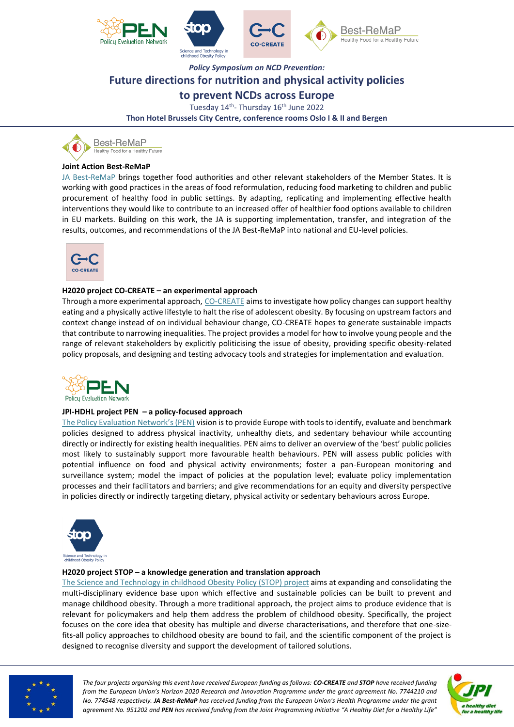*Policy Symposium on NCD Prevention:*

# Future directions for nutrition and physical activity policies to prevent NCDs across Europe

Tuesday 14th- Thursday 16th June 2022

**Thon Hotel Brussels City Centre, conference rooms Oslo I & II and Bergen**

### Joint Action Best-ReMaP

JA Best-ReMaP brings together food authorities and other relevant stakeholders of the Member States. It is working with good practices in the areas of food reformulation, reducing food marketing to children and public procurement of healthy food in public settings. By adapting, replicating and implementing effective health interventions they would like to contribute to an increased offer of healthier food options available to children in EU markets. Building on this work, the JA is supporting implementation, transfer, and integration of the results, outcomes, and recommendations of the JA Best-ReMaP into national and EU-level policies.

### H2020 project CO-CREATE – an experimental approach

Through a more experimental approach, CO-CREATE aims to investigate how policy changes can support healthy eating and a physically active lifestyle to halt the rise of adolescent obesity. By focusing on upstream factors and context change instead of on individual behaviour change, CO-CREATE hopes to generate sustainable impacts that contribute to narrowing inequalities. The project provides a model for how to involve young people and the range of relevant stakeholders by explicitly politicising the issue of obesity, providing specific obesity-related policy proposals, and designing and testing advocacy tools and strategies for implementation and evaluation.

### JPI-HDHL project PEN – a policy-focused approach

The Policy Evaluation Network's (PEN) vision is to provide Europe with tools to identify, evaluate and benchmark policies designed to address physical inactivity, unhealthy diets, and sedentary behaviour while accounting directly or indirectly for existing health inequalities. PEN aims to deliver an overview of the 'best' public policies most likely to sustainably support more favourable health behaviours. PEN will assess public policies with potential influence on food and physical activity environments; foster a pan-European monitoring and surveillance system; model the impact of policies at the population level; evaluate policy implementation processes and their facilitators and barriers; and give recommendations for an equity and diversity perspective in policies directly or indirectly targeting dietary, physical activity or sedentary behaviours across Europe.

### H2020 project STOP – a knowledge generation and translation approach

The Science and Technology in childhood Obesity Policy (STOP) project aims at expanding and consolidating the multi-disciplinary evidence base upon which effective and sustainable policies can be built to prevent and manage childhood obesity. Through a more traditional approach, the project aims to produce evidence that is relevant for policymakers and help them address the problem of childhood obesity. Specifically, the project focuses on the core idea that obesity has multiple and diverse characterisations, and therefore that one-size-fits-all policy approaches to childhood obesity are bound to fail, and the scientific component of the project is designed to recognise diversity and support the development of tailored solutions.

*The four projects organising this event have received European funding as follows: **CO-CREATE** and **STOP** have received funding from the European Union's Horizon 2020 Research and Innovation Programme under the grant agreement No. 7744210 and No. 774548 respectively. **JA Best-ReMaP** has received funding from the European Union's Health Programme under the grant agreement No. 951202 and **PEN** has received funding from the Joint Programming Initiative "A Healthy Diet for a Healthy Life"*